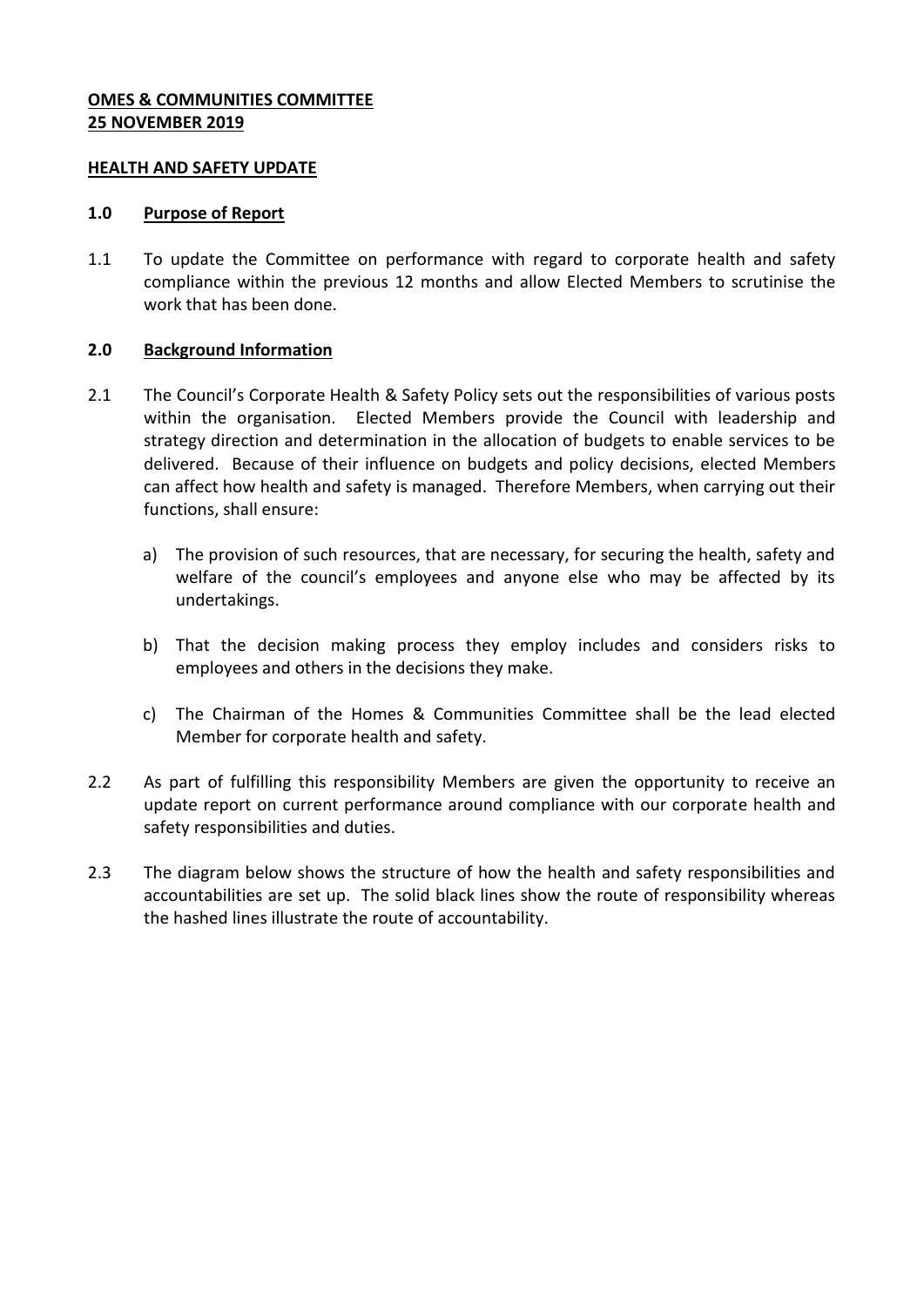**OMES & COMMUNITIES COMMITTEE**
**25 NOVEMBER 2019**

**HEALTH AND SAFETY UPDATE**

## 1.0 Purpose of Report

1.1 To update the Committee on performance with regard to corporate health and safety compliance within the previous 12 months and allow Elected Members to scrutinise the work that has been done.

## 2.0 Background Information

2.1 The Council's Corporate Health & Safety Policy sets out the responsibilities of various posts within the organisation. Elected Members provide the Council with leadership and strategy direction and determination in the allocation of budgets to enable services to be delivered. Because of their influence on budgets and policy decisions, elected Members can affect how health and safety is managed. Therefore Members, when carrying out their functions, shall ensure:

a) The provision of such resources, that are necessary, for securing the health, safety and welfare of the council's employees and anyone else who may be affected by its undertakings.

b) That the decision making process they employ includes and considers risks to employees and others in the decisions they make.

c) The Chairman of the Homes & Communities Committee shall be the lead elected Member for corporate health and safety.

2.2 As part of fulfilling this responsibility Members are given the opportunity to receive an update report on current performance around compliance with our corporate health and safety responsibilities and duties.

2.3 The diagram below shows the structure of how the health and safety responsibilities and accountabilities are set up. The solid black lines show the route of responsibility whereas the hashed lines illustrate the route of accountability.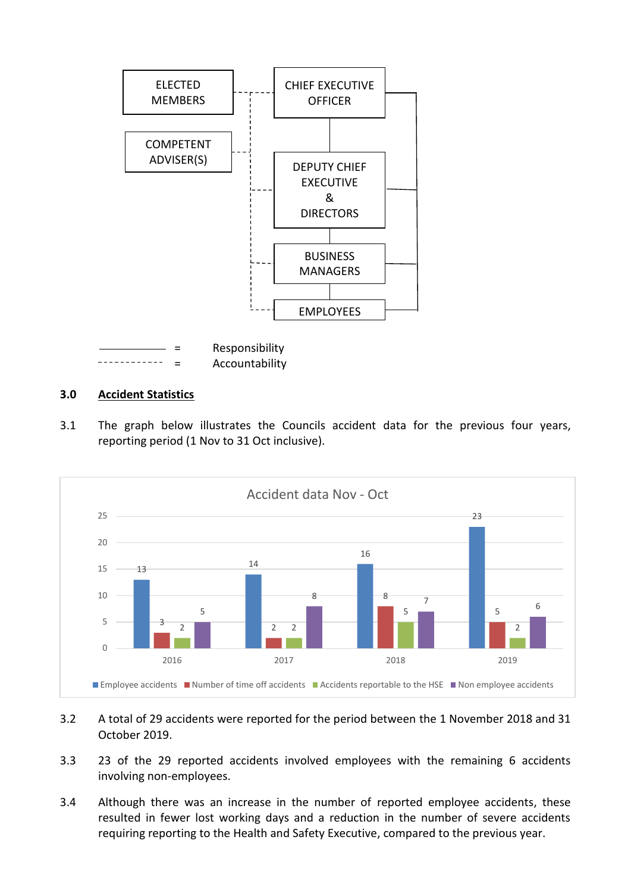ELECTED MEMBERS

COMPETENT ADVISER(S)

CHIEF EXECUTIVE OFFICER

DEPUTY CHIEF EXECUTIVE & DIRECTORS

BUSINESS MANAGERS

EMPLOYEES

———— = Responsibility

- - - - - - = Accountability

## 3.0 Accident Statistics

3.1 The graph below illustrates the Councils accident data for the previous four years, reporting period (1 Nov to 31 Oct inclusive).

**Accident data Nov - Oct**

| Year | Employee accidents | Number of time off accidents | Accidents reportable to the HSE | Non employee accidents |
|---|---|---|---|---|
| 2016 | 13 | 3 | 2 | 5 |
| 2017 | 14 | 2 | 2 | 8 |
| 2018 | 16 | 8 | 5 | 7 |
| 2019 | 23 | 5 | 2 | 6 |

3.2 A total of 29 accidents were reported for the period between the 1 November 2018 and 31 October 2019.

3.3 23 of the 29 reported accidents involved employees with the remaining 6 accidents involving non-employees.

3.4 Although there was an increase in the number of reported employee accidents, these resulted in fewer lost working days and a reduction in the number of severe accidents requiring reporting to the Health and Safety Executive, compared to the previous year.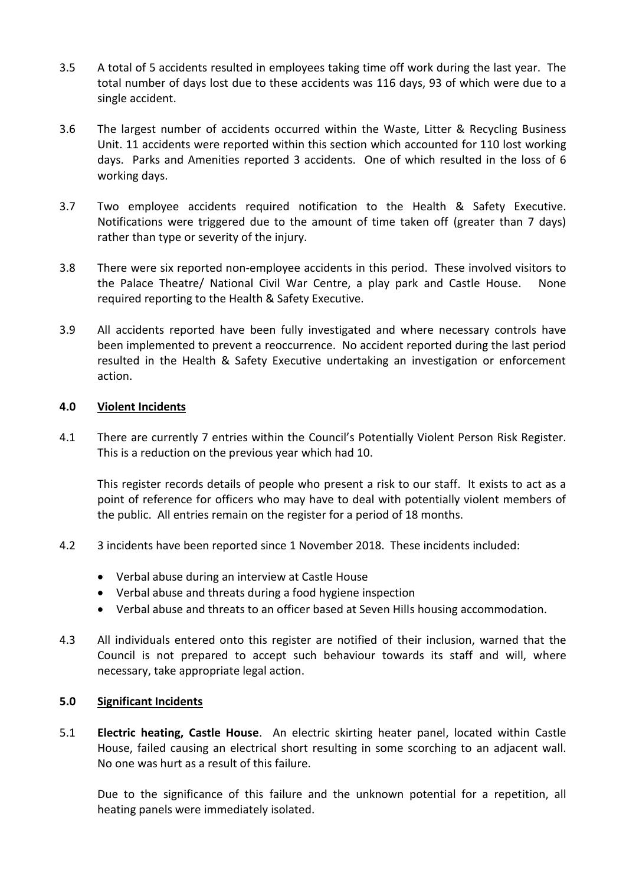3.5 A total of 5 accidents resulted in employees taking time off work during the last year. The total number of days lost due to these accidents was 116 days, 93 of which were due to a single accident.

3.6 The largest number of accidents occurred within the Waste, Litter & Recycling Business Unit. 11 accidents were reported within this section which accounted for 110 lost working days. Parks and Amenities reported 3 accidents. One of which resulted in the loss of 6 working days.

3.7 Two employee accidents required notification to the Health & Safety Executive. Notifications were triggered due to the amount of time taken off (greater than 7 days) rather than type or severity of the injury.

3.8 There were six reported non-employee accidents in this period. These involved visitors to the Palace Theatre/ National Civil War Centre, a play park and Castle House. None required reporting to the Health & Safety Executive.

3.9 All accidents reported have been fully investigated and where necessary controls have been implemented to prevent a reoccurrence. No accident reported during the last period resulted in the Health & Safety Executive undertaking an investigation or enforcement action.

## 4.0 Violent Incidents

4.1 There are currently 7 entries within the Council's Potentially Violent Person Risk Register. This is a reduction on the previous year which had 10.

This register records details of people who present a risk to our staff. It exists to act as a point of reference for officers who may have to deal with potentially violent members of the public. All entries remain on the register for a period of 18 months.

4.2 3 incidents have been reported since 1 November 2018. These incidents included:

- Verbal abuse during an interview at Castle House
- Verbal abuse and threats during a food hygiene inspection
- Verbal abuse and threats to an officer based at Seven Hills housing accommodation.

4.3 All individuals entered onto this register are notified of their inclusion, warned that the Council is not prepared to accept such behaviour towards its staff and will, where necessary, take appropriate legal action.

## 5.0 Significant Incidents

5.1 **Electric heating, Castle House**. An electric skirting heater panel, located within Castle House, failed causing an electrical short resulting in some scorching to an adjacent wall. No one was hurt as a result of this failure.

Due to the significance of this failure and the unknown potential for a repetition, all heating panels were immediately isolated.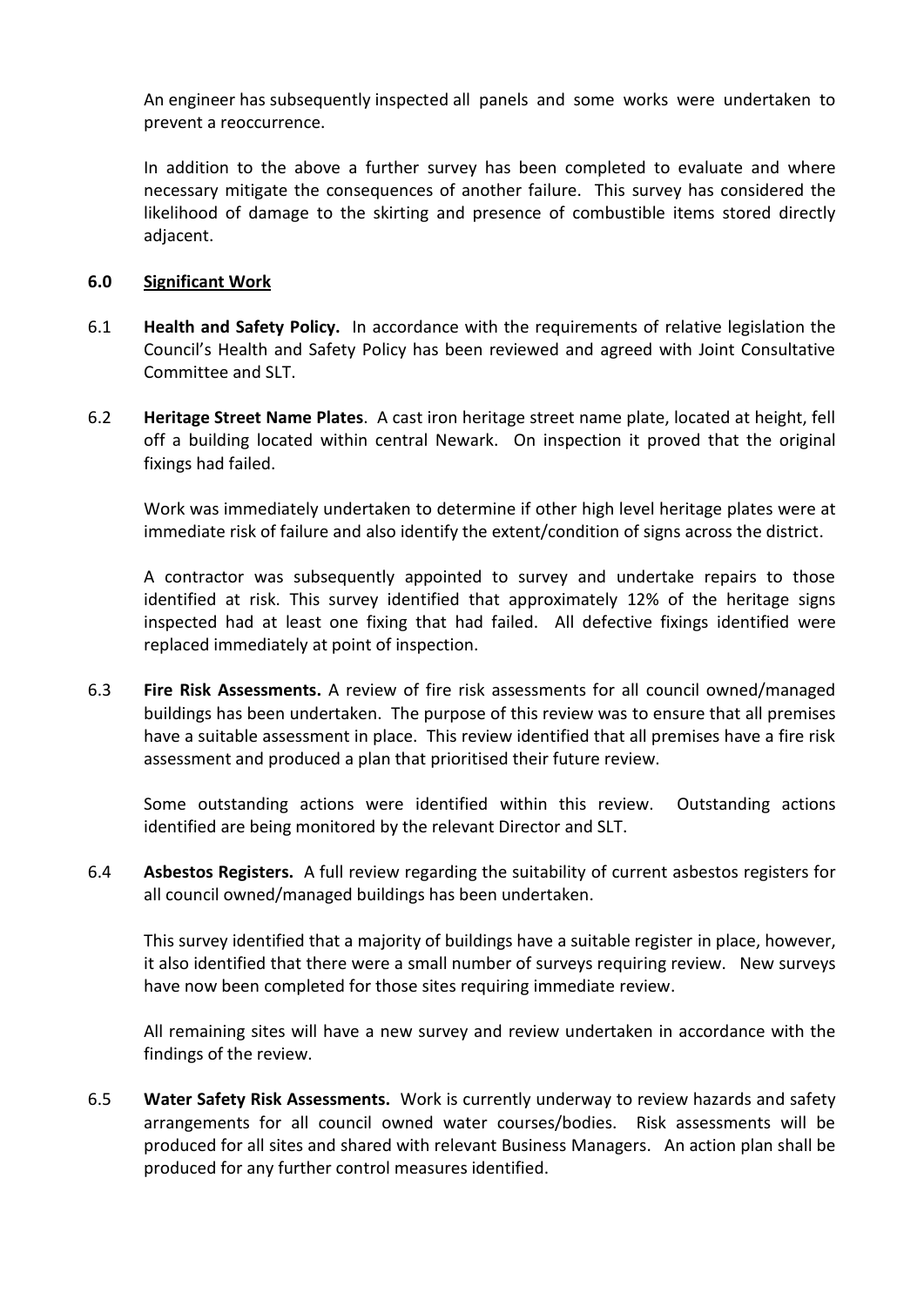An engineer has subsequently inspected all panels and some works were undertaken to prevent a reoccurrence.

In addition to the above a further survey has been completed to evaluate and where necessary mitigate the consequences of another failure. This survey has considered the likelihood of damage to the skirting and presence of combustible items stored directly adjacent.

## 6.0 Significant Work

6.1 **Health and Safety Policy.** In accordance with the requirements of relative legislation the Council's Health and Safety Policy has been reviewed and agreed with Joint Consultative Committee and SLT.

6.2 **Heritage Street Name Plates**. A cast iron heritage street name plate, located at height, fell off a building located within central Newark. On inspection it proved that the original fixings had failed.

Work was immediately undertaken to determine if other high level heritage plates were at immediate risk of failure and also identify the extent/condition of signs across the district.

A contractor was subsequently appointed to survey and undertake repairs to those identified at risk. This survey identified that approximately 12% of the heritage signs inspected had at least one fixing that had failed. All defective fixings identified were replaced immediately at point of inspection.

6.3 **Fire Risk Assessments.** A review of fire risk assessments for all council owned/managed buildings has been undertaken. The purpose of this review was to ensure that all premises have a suitable assessment in place. This review identified that all premises have a fire risk assessment and produced a plan that prioritised their future review.

Some outstanding actions were identified within this review. Outstanding actions identified are being monitored by the relevant Director and SLT.

6.4 **Asbestos Registers.** A full review regarding the suitability of current asbestos registers for all council owned/managed buildings has been undertaken.

This survey identified that a majority of buildings have a suitable register in place, however, it also identified that there were a small number of surveys requiring review. New surveys have now been completed for those sites requiring immediate review.

All remaining sites will have a new survey and review undertaken in accordance with the findings of the review.

6.5 **Water Safety Risk Assessments.** Work is currently underway to review hazards and safety arrangements for all council owned water courses/bodies. Risk assessments will be produced for all sites and shared with relevant Business Managers. An action plan shall be produced for any further control measures identified.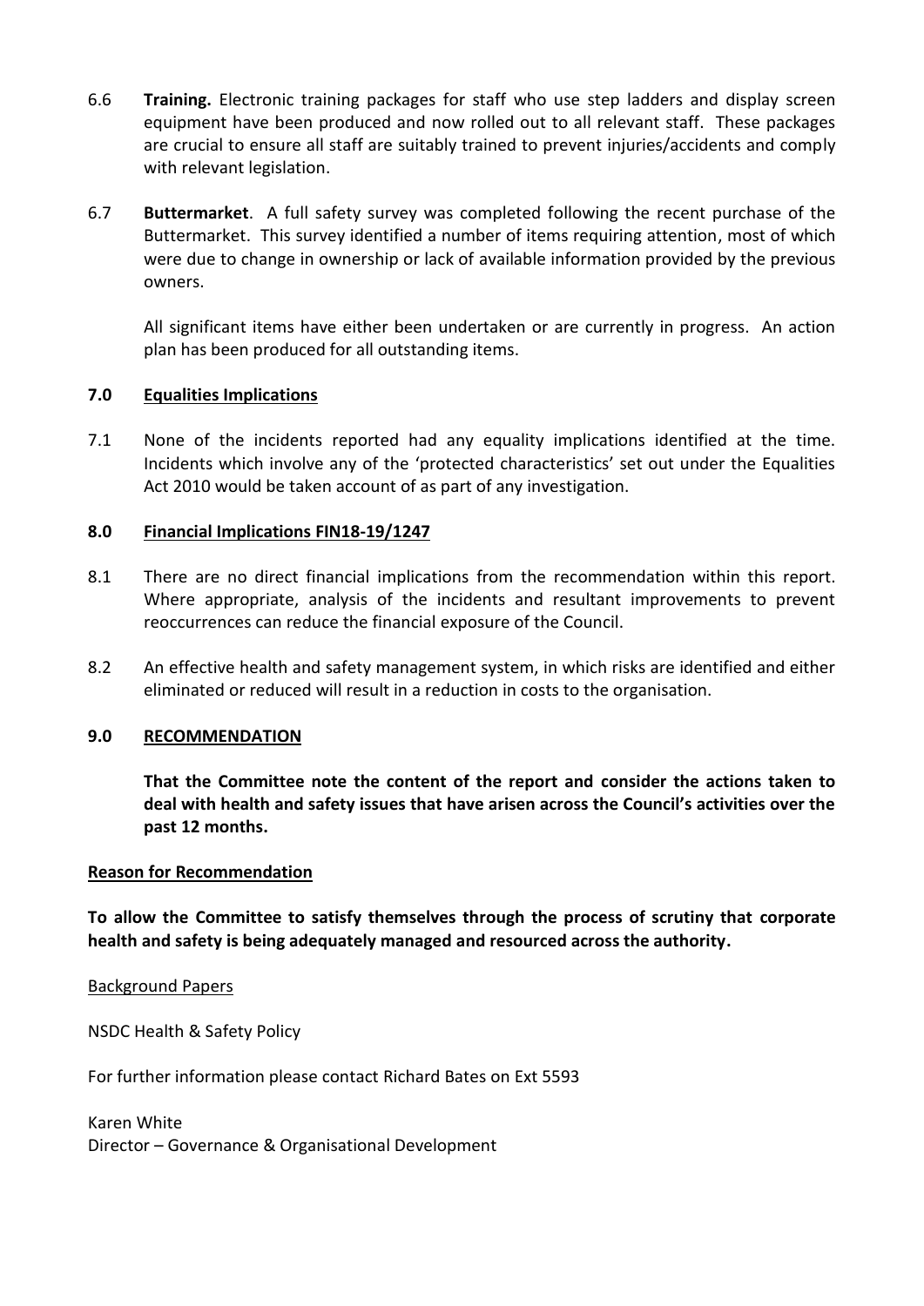6.6 **Training.** Electronic training packages for staff who use step ladders and display screen equipment have been produced and now rolled out to all relevant staff. These packages are crucial to ensure all staff are suitably trained to prevent injuries/accidents and comply with relevant legislation.

6.7 **Buttermarket**. A full safety survey was completed following the recent purchase of the Buttermarket. This survey identified a number of items requiring attention, most of which were due to change in ownership or lack of available information provided by the previous owners.

All significant items have either been undertaken or are currently in progress. An action plan has been produced for all outstanding items.

## 7.0 Equalities Implications

7.1 None of the incidents reported had any equality implications identified at the time. Incidents which involve any of the 'protected characteristics' set out under the Equalities Act 2010 would be taken account of as part of any investigation.

## 8.0 Financial Implications FIN18-19/1247

8.1 There are no direct financial implications from the recommendation within this report. Where appropriate, analysis of the incidents and resultant improvements to prevent reoccurrences can reduce the financial exposure of the Council.

8.2 An effective health and safety management system, in which risks are identified and either eliminated or reduced will result in a reduction in costs to the organisation.

## 9.0 RECOMMENDATION

**That the Committee note the content of the report and consider the actions taken to deal with health and safety issues that have arisen across the Council's activities over the past 12 months.**

### Reason for Recommendation

**To allow the Committee to satisfy themselves through the process of scrutiny that corporate health and safety is being adequately managed and resourced across the authority.**

Background Papers

NSDC Health & Safety Policy

For further information please contact Richard Bates on Ext 5593

Karen White
Director – Governance & Organisational Development